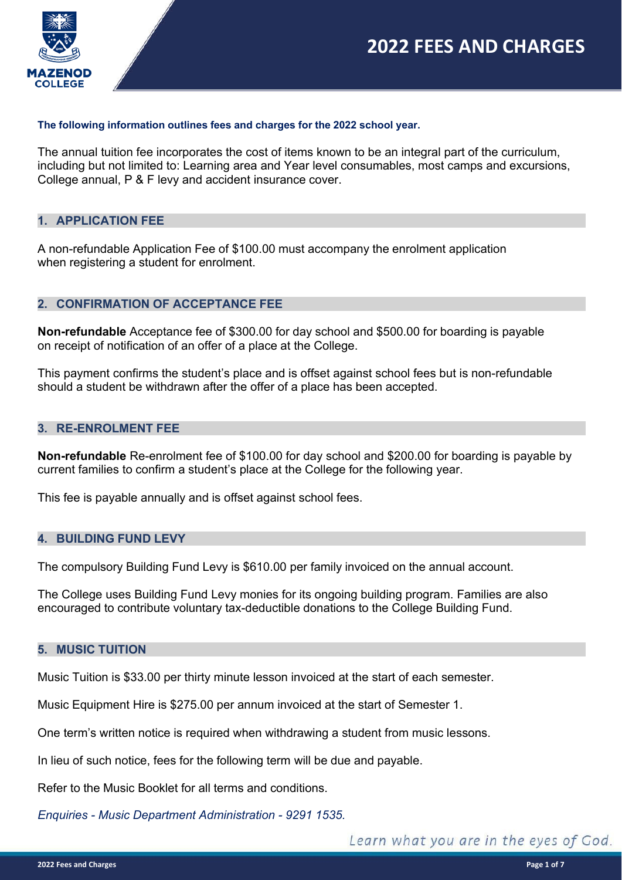# 2022 FEES AND CHARGES

**The following information outlines fees and charges for the 2022 school year.**

The annual tuition fee incorporates the cost of items known to be an integral part of the curriculum, including but not limited to: Learning area and Year level consumables, most camps and excursions, College annual, P & F levy and accident insurance cover.

## 1. APPLICATION FEE

A non-refundable Application Fee of $100.00 must accompany the enrolment application when registering a student for enrolment.

## 2. CONFIRMATION OF ACCEPTANCE FEE

**Non-refundable** Acceptance fee of $300.00 for day school and $500.00 for boarding is payable on receipt of notification of an offer of a place at the College.

This payment confirms the student's place and is offset against school fees but is non-refundable should a student be withdrawn after the offer of a place has been accepted.

## 3. RE-ENROLMENT FEE

**Non-refundable** Re-enrolment fee of $100.00 for day school and $200.00 for boarding is payable by current families to confirm a student's place at the College for the following year.

This fee is payable annually and is offset against school fees.

## 4. BUILDING FUND LEVY

The compulsory Building Fund Levy is $610.00 per family invoiced on the annual account.

The College uses Building Fund Levy monies for its ongoing building program. Families are also encouraged to contribute voluntary tax-deductible donations to the College Building Fund.

## 5. MUSIC TUITION

Music Tuition is $33.00 per thirty minute lesson invoiced at the start of each semester.

Music Equipment Hire is $275.00 per annum invoiced at the start of Semester 1.

One term's written notice is required when withdrawing a student from music lessons.

In lieu of such notice, fees for the following term will be due and payable.

Refer to the Music Booklet for all terms and conditions.

*Enquiries - Music Department Administration - 9291 1535.*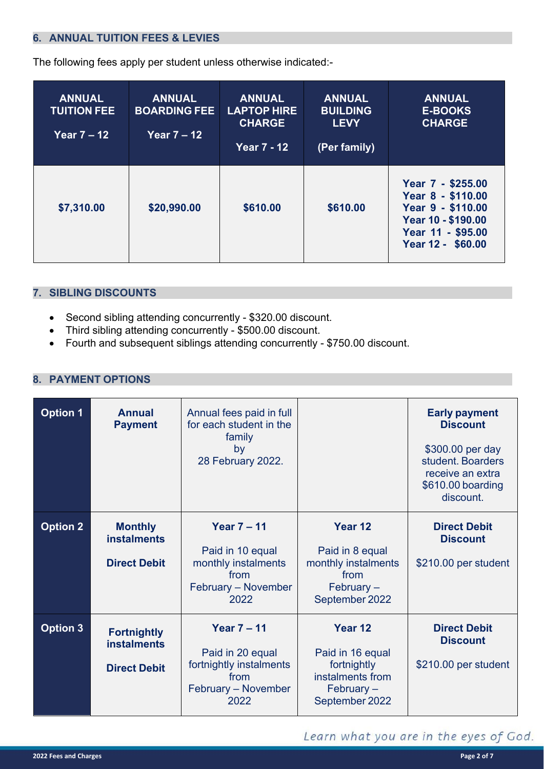## 6. ANNUAL TUITION FEES & LEVIES

The following fees apply per student unless otherwise indicated:-

| ANNUAL TUITION FEE Year 7 – 12 | ANNUAL BOARDING FEE Year 7 – 12 | ANNUAL LAPTOP HIRE CHARGE Year 7 - 12 | ANNUAL BUILDING LEVY (Per family) | ANNUAL E-BOOKS CHARGE |
|---|---|---|---|---|
| $7,310.00 | $20,990.00 | $610.00 | $610.00 | Year 7 - $255.00<br>Year 8 - $110.00<br>Year 9 - $110.00<br>Year 10 - $190.00<br>Year 11 - $95.00<br>Year 12 - $60.00 |

## 7. SIBLING DISCOUNTS

- Second sibling attending concurrently - $320.00 discount.
- Third sibling attending concurrently - $500.00 discount.
- Fourth and subsequent siblings attending concurrently - $750.00 discount.

## 8. PAYMENT OPTIONS

| | | | | |
|---|---|---|---|---|
| **Option 1** | **Annual Payment** | Annual fees paid in full for each student in the family by 28 February 2022. | | **Early payment Discount**<br>$300.00 per day student. Boarders receive an extra $610.00 boarding discount. |
| **Option 2** | **Monthly instalments**<br>**Direct Debit** | **Year 7 – 11**<br>Paid in 10 equal monthly instalments from February – November 2022 | **Year 12**<br>Paid in 8 equal monthly instalments from February – September 2022 | **Direct Debit Discount**<br>$210.00 per student |
| **Option 3** | **Fortnightly instalments**<br>**Direct Debit** | **Year 7 – 11**<br>Paid in 20 equal fortnightly instalments from February – November 2022 | **Year 12**<br>Paid in 16 equal fortnightly instalments from February – September 2022 | **Direct Debit Discount**<br>$210.00 per student |

*Learn what you are in the eyes of God.*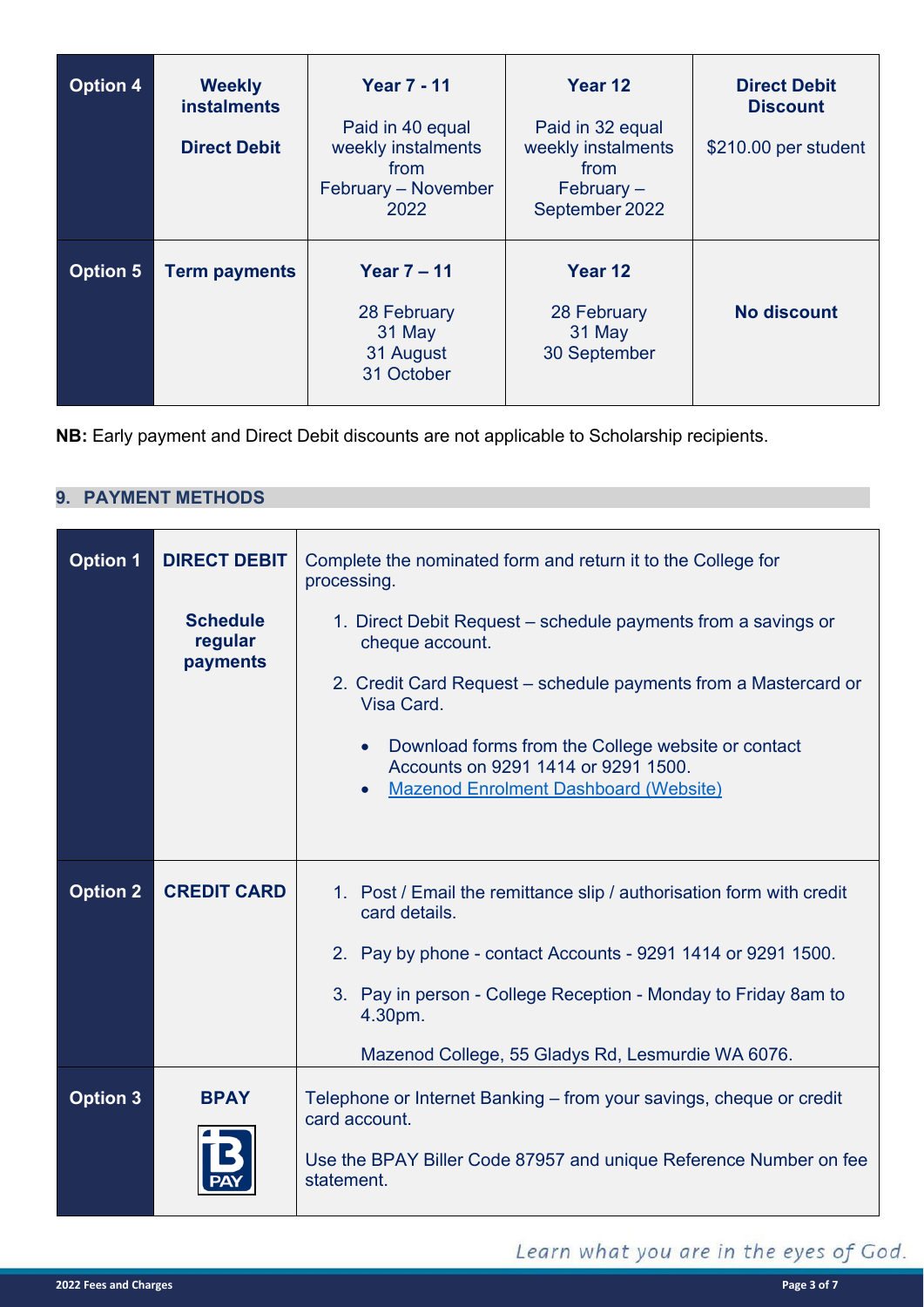| Option 4 | **Weekly instalments**<br><br>**Direct Debit** | **Year 7 - 11**<br><br>Paid in 40 equal weekly instalments from February – November 2022 | **Year 12**<br><br>Paid in 32 equal weekly instalments from February – September 2022 | **Direct Debit Discount**<br><br>$210.00 per student |
|---|---|---|---|---|
| **Option 5** | **Term payments** | **Year 7 – 11**<br><br>28 February<br>31 May<br>31 August<br>31 October | **Year 12**<br><br>28 February<br>31 May<br>30 September | **No discount** |

**NB:** Early payment and Direct Debit discounts are not applicable to Scholarship recipients.

## 9. PAYMENT METHODS

| Option 1 | **DIRECT DEBIT**<br><br>**Schedule regular payments** | Complete the nominated form and return it to the College for processing.<br><br>1. Direct Debit Request – schedule payments from a savings or cheque account.<br>2. Credit Card Request – schedule payments from a Mastercard or Visa Card.<br><br>• Download forms from the College website or contact Accounts on 9291 1414 or 9291 1500.<br>• Mazenod Enrolment Dashboard (Website) |
|---|---|---|
| **Option 2** | **CREDIT CARD** | 1. Post / Email the remittance slip / authorisation form with credit card details.<br>2. Pay by phone - contact Accounts - 9291 1414 or 9291 1500.<br>3. Pay in person - College Reception - Monday to Friday 8am to 4.30pm.<br><br>Mazenod College, 55 Gladys Rd, Lesmurdie WA 6076. |
| **Option 3** | **BPAY** | Telephone or Internet Banking – from your savings, cheque or credit card account.<br><br>Use the BPAY Biller Code 87957 and unique Reference Number on fee statement. |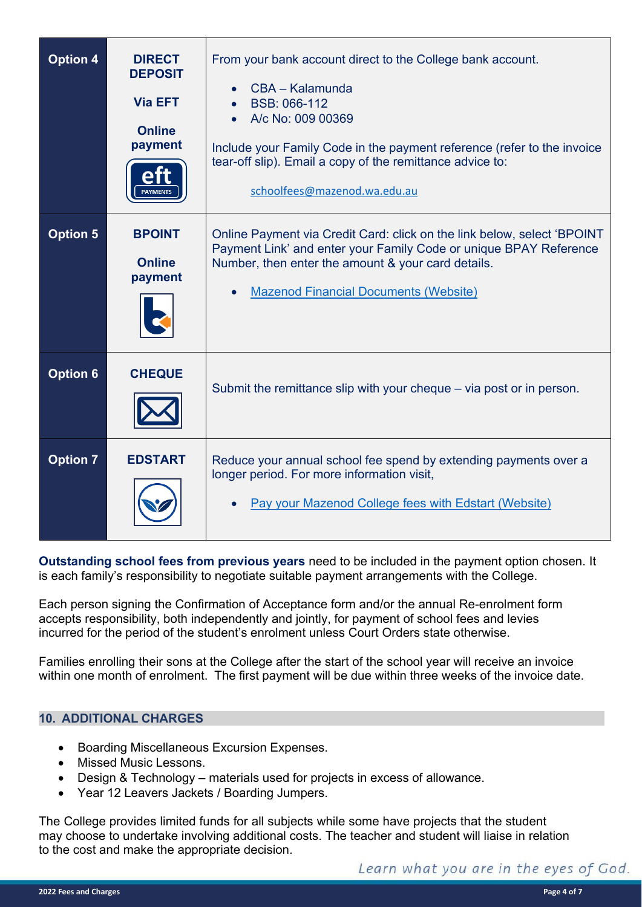| | | |
|---|---|---|
| **Option 4** | **DIRECT DEPOSIT**<br><br>**Via EFT**<br><br>**Online payment** | From your bank account direct to the College bank account.<br><br>• CBA – Kalamunda<br>• BSB: 066-112<br>• A/c No: 009 00369<br><br>Include your Family Code in the payment reference (refer to the invoice tear-off slip). Email a copy of the remittance advice to:<br><br>schoolfees@mazenod.wa.edu.au |
| **Option 5** | **BPOINT**<br><br>**Online payment** | Online Payment via Credit Card: click on the link below, select 'BPOINT Payment Link' and enter your Family Code or unique BPAY Reference Number, then enter the amount & your card details.<br><br>• Mazenod Financial Documents (Website) |
| **Option 6** | **CHEQUE** | Submit the remittance slip with your cheque – via post or in person. |
| **Option 7** | **EDSTART** | Reduce your annual school fee spend by extending payments over a longer period. For more information visit,<br><br>• Pay your Mazenod College fees with Edstart (Website) |

**Outstanding school fees from previous years** need to be included in the payment option chosen. It is each family's responsibility to negotiate suitable payment arrangements with the College.

Each person signing the Confirmation of Acceptance form and/or the annual Re-enrolment form accepts responsibility, both independently and jointly, for payment of school fees and levies incurred for the period of the student's enrolment unless Court Orders state otherwise.

Families enrolling their sons at the College after the start of the school year will receive an invoice within one month of enrolment. The first payment will be due within three weeks of the invoice date.

## 10. ADDITIONAL CHARGES

- Boarding Miscellaneous Excursion Expenses.
- Missed Music Lessons.
- Design & Technology – materials used for projects in excess of allowance.
- Year 12 Leavers Jackets / Boarding Jumpers.

The College provides limited funds for all subjects while some have projects that the student may choose to undertake involving additional costs. The teacher and student will liaise in relation to the cost and make the appropriate decision.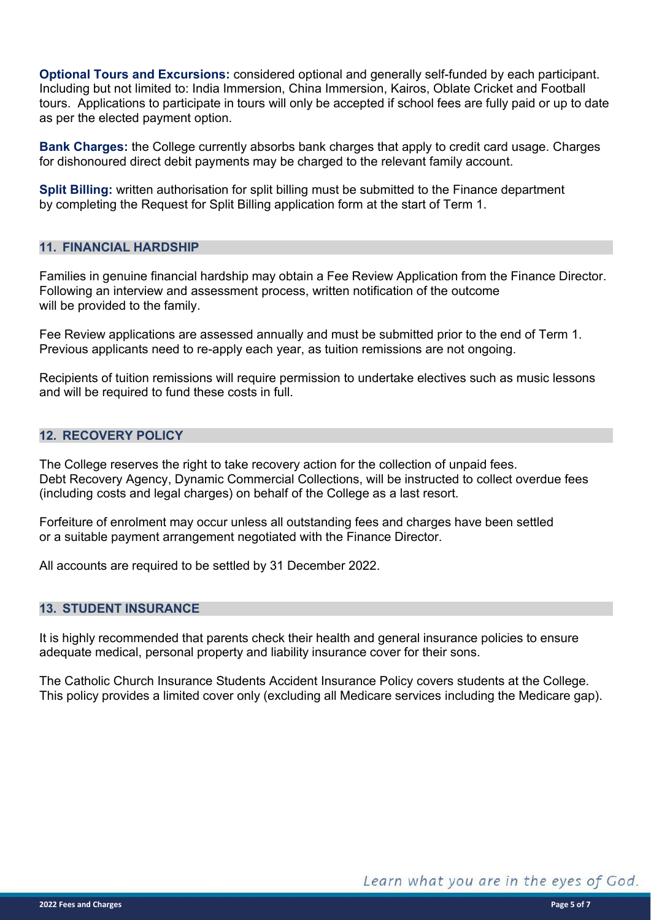**Optional Tours and Excursions:** considered optional and generally self-funded by each participant. Including but not limited to: India Immersion, China Immersion, Kairos, Oblate Cricket and Football tours. Applications to participate in tours will only be accepted if school fees are fully paid or up to date as per the elected payment option.

**Bank Charges:** the College currently absorbs bank charges that apply to credit card usage. Charges for dishonoured direct debit payments may be charged to the relevant family account.

**Split Billing:** written authorisation for split billing must be submitted to the Finance department by completing the Request for Split Billing application form at the start of Term 1.

## 11. FINANCIAL HARDSHIP

Families in genuine financial hardship may obtain a Fee Review Application from the Finance Director. Following an interview and assessment process, written notification of the outcome will be provided to the family.

Fee Review applications are assessed annually and must be submitted prior to the end of Term 1. Previous applicants need to re-apply each year, as tuition remissions are not ongoing.

Recipients of tuition remissions will require permission to undertake electives such as music lessons and will be required to fund these costs in full.

## 12. RECOVERY POLICY

The College reserves the right to take recovery action for the collection of unpaid fees. Debt Recovery Agency, Dynamic Commercial Collections, will be instructed to collect overdue fees (including costs and legal charges) on behalf of the College as a last resort.

Forfeiture of enrolment may occur unless all outstanding fees and charges have been settled or a suitable payment arrangement negotiated with the Finance Director.

All accounts are required to be settled by 31 December 2022.

## 13. STUDENT INSURANCE

It is highly recommended that parents check their health and general insurance policies to ensure adequate medical, personal property and liability insurance cover for their sons.

The Catholic Church Insurance Students Accident Insurance Policy covers students at the College. This policy provides a limited cover only (excluding all Medicare services including the Medicare gap).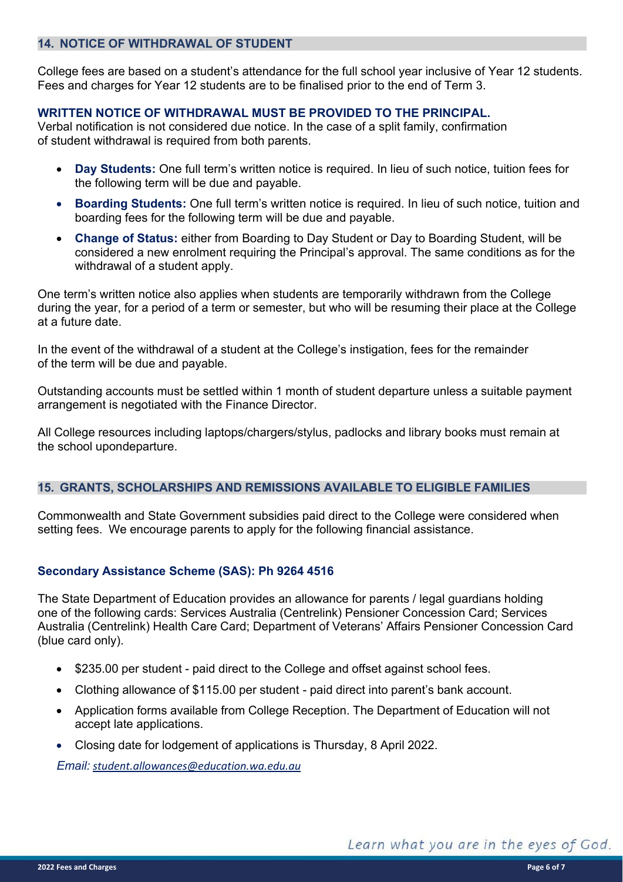## 14. NOTICE OF WITHDRAWAL OF STUDENT

College fees are based on a student's attendance for the full school year inclusive of Year 12 students. Fees and charges for Year 12 students are to be finalised prior to the end of Term 3.

**WRITTEN NOTICE OF WITHDRAWAL MUST BE PROVIDED TO THE PRINCIPAL.**

Verbal notification is not considered due notice. In the case of a split family, confirmation of student withdrawal is required from both parents.

- **Day Students:** One full term's written notice is required. In lieu of such notice, tuition fees for the following term will be due and payable.
- **Boarding Students:** One full term's written notice is required. In lieu of such notice, tuition and boarding fees for the following term will be due and payable.
- **Change of Status:** either from Boarding to Day Student or Day to Boarding Student, will be considered a new enrolment requiring the Principal's approval. The same conditions as for the withdrawal of a student apply.

One term's written notice also applies when students are temporarily withdrawn from the College during the year, for a period of a term or semester, but who will be resuming their place at the College at a future date.

In the event of the withdrawal of a student at the College's instigation, fees for the remainder of the term will be due and payable.

Outstanding accounts must be settled within 1 month of student departure unless a suitable payment arrangement is negotiated with the Finance Director.

All College resources including laptops/chargers/stylus, padlocks and library books must remain at the school upondeparture.

## 15. GRANTS, SCHOLARSHIPS AND REMISSIONS AVAILABLE TO ELIGIBLE FAMILIES

Commonwealth and State Government subsidies paid direct to the College were considered when setting fees. We encourage parents to apply for the following financial assistance.

### Secondary Assistance Scheme (SAS): Ph 9264 4516

The State Department of Education provides an allowance for parents / legal guardians holding one of the following cards: Services Australia (Centrelink) Pensioner Concession Card; Services Australia (Centrelink) Health Care Card; Department of Veterans' Affairs Pensioner Concession Card (blue card only).

- $235.00 per student - paid direct to the College and offset against school fees.
- Clothing allowance of $115.00 per student - paid direct into parent's bank account.
- Application forms available from College Reception. The Department of Education will not accept late applications.
- Closing date for lodgement of applications is Thursday, 8 April 2022.

*Email: student.allowances@education.wa.edu.au*

*Learn what you are in the eyes of God.*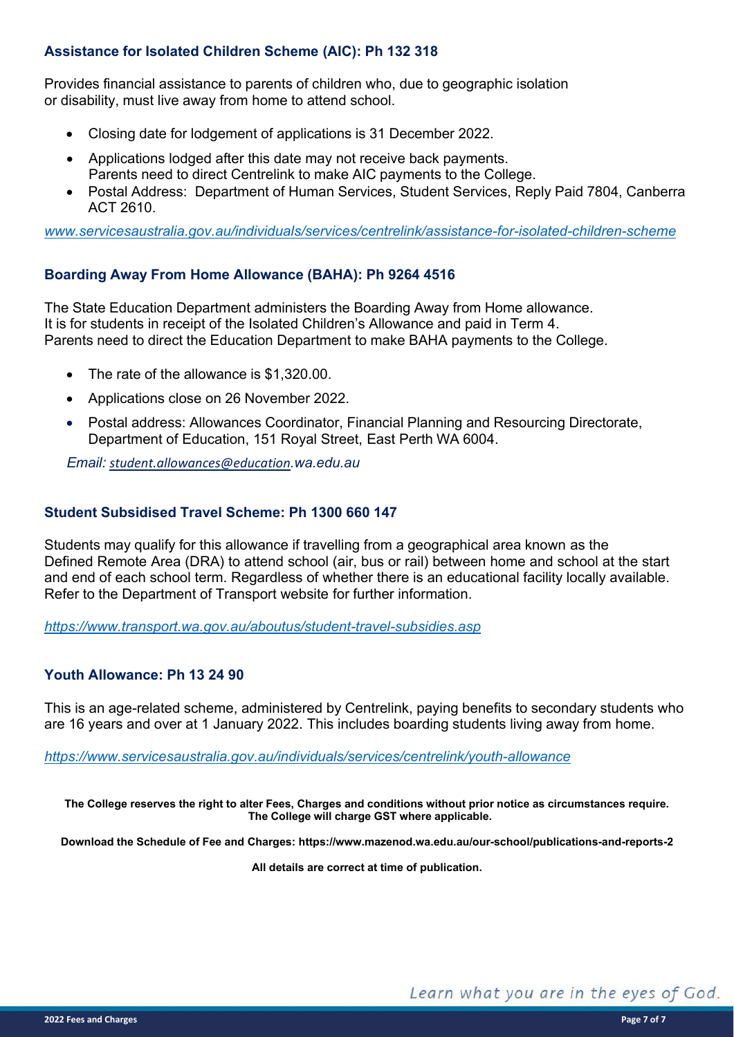### Assistance for Isolated Children Scheme (AIC): Ph 132 318

Provides financial assistance to parents of children who, due to geographic isolation or disability, must live away from home to attend school.

- Closing date for lodgement of applications is 31 December 2022.
- Applications lodged after this date may not receive back payments. Parents need to direct Centrelink to make AIC payments to the College.
- Postal Address: Department of Human Services, Student Services, Reply Paid 7804, Canberra ACT 2610.

*www.servicesaustralia.gov.au/individuals/services/centrelink/assistance-for-isolated-children-scheme*

### Boarding Away From Home Allowance (BAHA): Ph 9264 4516

The State Education Department administers the Boarding Away from Home allowance. It is for students in receipt of the Isolated Children's Allowance and paid in Term 4. Parents need to direct the Education Department to make BAHA payments to the College.

- The rate of the allowance is $1,320.00.
- Applications close on 26 November 2022.
- Postal address: Allowances Coordinator, Financial Planning and Resourcing Directorate, Department of Education, 151 Royal Street, East Perth WA 6004.

*Email: student.allowances@education.wa.edu.au*

### Student Subsidised Travel Scheme: Ph 1300 660 147

Students may qualify for this allowance if travelling from a geographical area known as the Defined Remote Area (DRA) to attend school (air, bus or rail) between home and school at the start and end of each school term. Regardless of whether there is an educational facility locally available. Refer to the Department of Transport website for further information.

*https://www.transport.wa.gov.au/aboutus/student-travel-subsidies.asp*

### Youth Allowance: Ph 13 24 90

This is an age-related scheme, administered by Centrelink, paying benefits to secondary students who are 16 years and over at 1 January 2022. This includes boarding students living away from home.

*https://www.servicesaustralia.gov.au/individuals/services/centrelink/youth-allowance*

**The College reserves the right to alter Fees, Charges and conditions without prior notice as circumstances require. The College will charge GST where applicable.**

**Download the Schedule of Fee and Charges: https://www.mazenod.wa.edu.au/our-school/publications-and-reports-2**

**All details are correct at time of publication.**